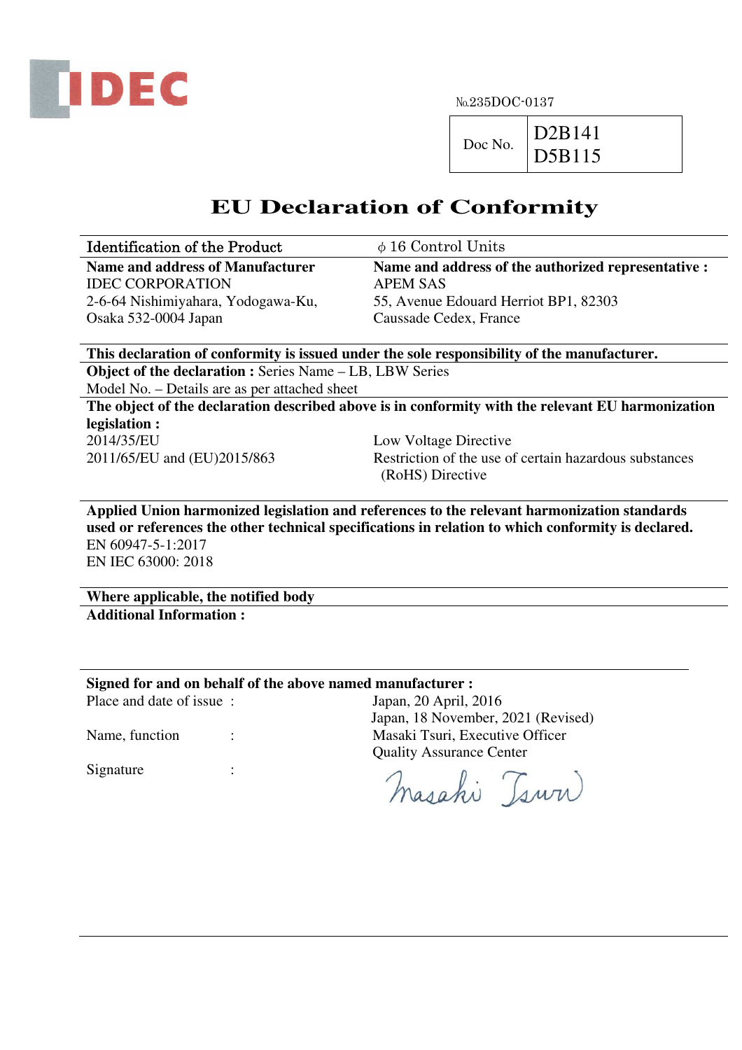IDEC

№235DOC-0137

| Doc No. | D2B141<br>D5B115 |
|---|---|

# EU Declaration of Conformity

| Identification of the Product | ϕ 16 Control Units |
|---|---|
| **Name and address of Manufacturer**<br>IDEC CORPORATION<br>2-6-64 Nishimiyahara, Yodogawa-Ku,<br>Osaka 532-0004 Japan | **Name and address of the authorized representative :**<br>APEM SAS<br>55, Avenue Edouard Herriot BP1, 82303<br>Caussade Cedex, France |

**This declaration of conformity is issued under the sole responsibility of the manufacturer.**

**Object of the declaration :** Series Name – LB, LBW Series

Model No. – Details are as per attached sheet

**The object of the declaration described above is in conformity with the relevant EU harmonization legislation :**

| | |
|---|---|
| 2014/35/EU | Low Voltage Directive |
| 2011/65/EU and (EU)2015/863 | Restriction of the use of certain hazardous substances (RoHS) Directive |

**Applied Union harmonized legislation and references to the relevant harmonization standards used or references the other technical specifications in relation to which conformity is declared.**

EN 60947-5-1:2017

EN IEC 63000: 2018

**Where applicable, the notified body**

**Additional Information :**

**Signed for and on behalf of the above named manufacturer :**

| | |
|---|---|
| Place and date of issue : | Japan, 20 April, 2016<br>Japan, 18 November, 2021 (Revised) |
| Name, function : | Masaki Tsuri, Executive Officer<br>Quality Assurance Center |
| Signature : | Masaki Tsuri |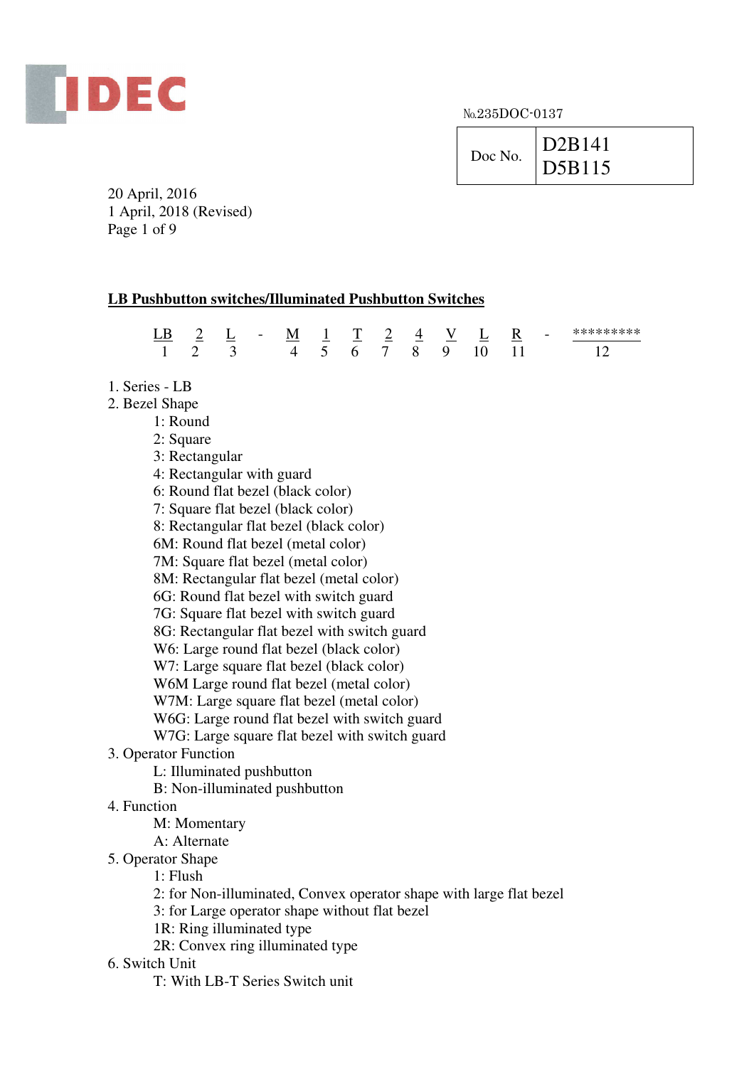№235DOC-0137

| Doc No. | D2B141<br>D5B115 |
|---|---|

20 April, 2016
1 April, 2018 (Revised)

## LB Pushbutton switches/Illuminated Pushbutton Switches

| LB | 2 | L | - | M | 1 | T | 2 | 4 | V | L | R | - | ********* |
|---|---|---|---|---|---|---|---|---|---|---|---|---|---|
| 1 | 2 | 3 | | 4 | 5 | 6 | 7 | 8 | 9 | 10 | 11 | | 12 |

1. Series - LB
2. Bezel Shape
   - 1: Round
   - 2: Square
   - 3: Rectangular
   - 4: Rectangular with guard
   - 6: Round flat bezel (black color)
   - 7: Square flat bezel (black color)
   - 8: Rectangular flat bezel (black color)
   - 6M: Round flat bezel (metal color)
   - 7M: Square flat bezel (metal color)
   - 8M: Rectangular flat bezel (metal color)
   - 6G: Round flat bezel with switch guard
   - 7G: Square flat bezel with switch guard
   - 8G: Rectangular flat bezel with switch guard
   - W6: Large round flat bezel (black color)
   - W7: Large square flat bezel (black color)
   - W6M Large round flat bezel (metal color)
   - W7M: Large square flat bezel (metal color)
   - W6G: Large round flat bezel with switch guard
   - W7G: Large square flat bezel with switch guard
3. Operator Function
   - L: Illuminated pushbutton
   - B: Non-illuminated pushbutton
4. Function
   - M: Momentary
   - A: Alternate
5. Operator Shape
   - 1: Flush
   - 2: for Non-illuminated, Convex operator shape with large flat bezel
   - 3: for Large operator shape without flat bezel
   - 1R: Ring illuminated type
   - 2R: Convex ring illuminated type
6. Switch Unit
   - T: With LB-T Series Switch unit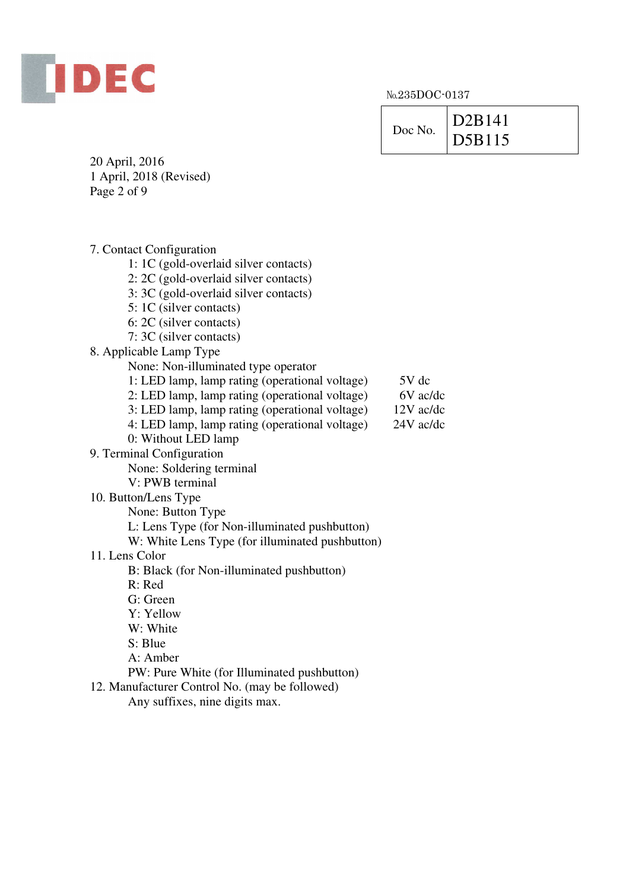№235DOC-0137

| Doc No. | D2B141<br>D5B115 |
| --- | --- |

20 April, 2016
1 April, 2018 (Revised)

7. Contact Configuration
   - 1: 1C (gold-overlaid silver contacts)
   - 2: 2C (gold-overlaid silver contacts)
   - 3: 3C (gold-overlaid silver contacts)
   - 5: 1C (silver contacts)
   - 6: 2C (silver contacts)
   - 7: 3C (silver contacts)
8. Applicable Lamp Type
   - None: Non-illuminated type operator
   - 1: LED lamp, lamp rating (operational voltage) 5V dc
   - 2: LED lamp, lamp rating (operational voltage) 6V ac/dc
   - 3: LED lamp, lamp rating (operational voltage) 12V ac/dc
   - 4: LED lamp, lamp rating (operational voltage) 24V ac/dc
   - 0: Without LED lamp
9. Terminal Configuration
   - None: Soldering terminal
   - V: PWB terminal
10. Button/Lens Type
    - None: Button Type
    - L: Lens Type (for Non-illuminated pushbutton)
    - W: White Lens Type (for illuminated pushbutton)
11. Lens Color
    - B: Black (for Non-illuminated pushbutton)
    - R: Red
    - G: Green
    - Y: Yellow
    - W: White
    - S: Blue
    - A: Amber
    - PW: Pure White (for Illuminated pushbutton)
12. Manufacturer Control No. (may be followed)
    - Any suffixes, nine digits max.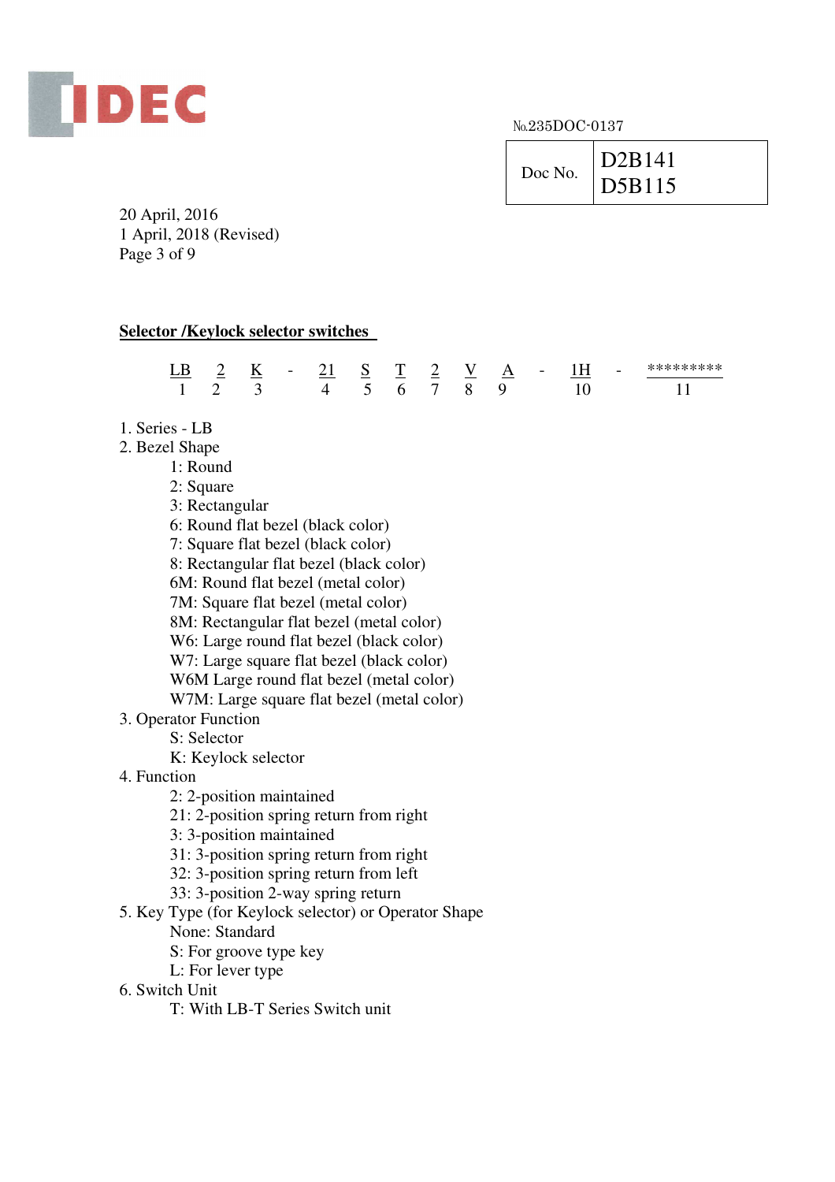IDEC

№235DOC-0137

| Doc No. | D2B141<br>D5B115 |
|---|---|

20 April, 2016
1 April, 2018 (Revised)
Page 3 of 9

**Selector /Keylock selector switches**

| LB | 2 | K | - | 21 | S | T | 2 | V | A | - | 1H | - | ********* |
|---|---|---|---|---|---|---|---|---|---|---|---|---|---|
| 1 | 2 | 3 | | 4 | 5 | 6 | 7 | 8 | 9 | | 10 | | 11 |

1. Series - LB
2. Bezel Shape
   - 1: Round
   - 2: Square
   - 3: Rectangular
   - 6: Round flat bezel (black color)
   - 7: Square flat bezel (black color)
   - 8: Rectangular flat bezel (black color)
   - 6M: Round flat bezel (metal color)
   - 7M: Square flat bezel (metal color)
   - 8M: Rectangular flat bezel (metal color)
   - W6: Large round flat bezel (black color)
   - W7: Large square flat bezel (black color)
   - W6M Large round flat bezel (metal color)
   - W7M: Large square flat bezel (metal color)
3. Operator Function
   - S: Selector
   - K: Keylock selector
4. Function
   - 2: 2-position maintained
   - 21: 2-position spring return from right
   - 3: 3-position maintained
   - 31: 3-position spring return from right
   - 32: 3-position spring return from left
   - 33: 3-position 2-way spring return
5. Key Type (for Keylock selector) or Operator Shape
   - None: Standard
   - S: For groove type key
   - L: For lever type
6. Switch Unit
   - T: With LB-T Series Switch unit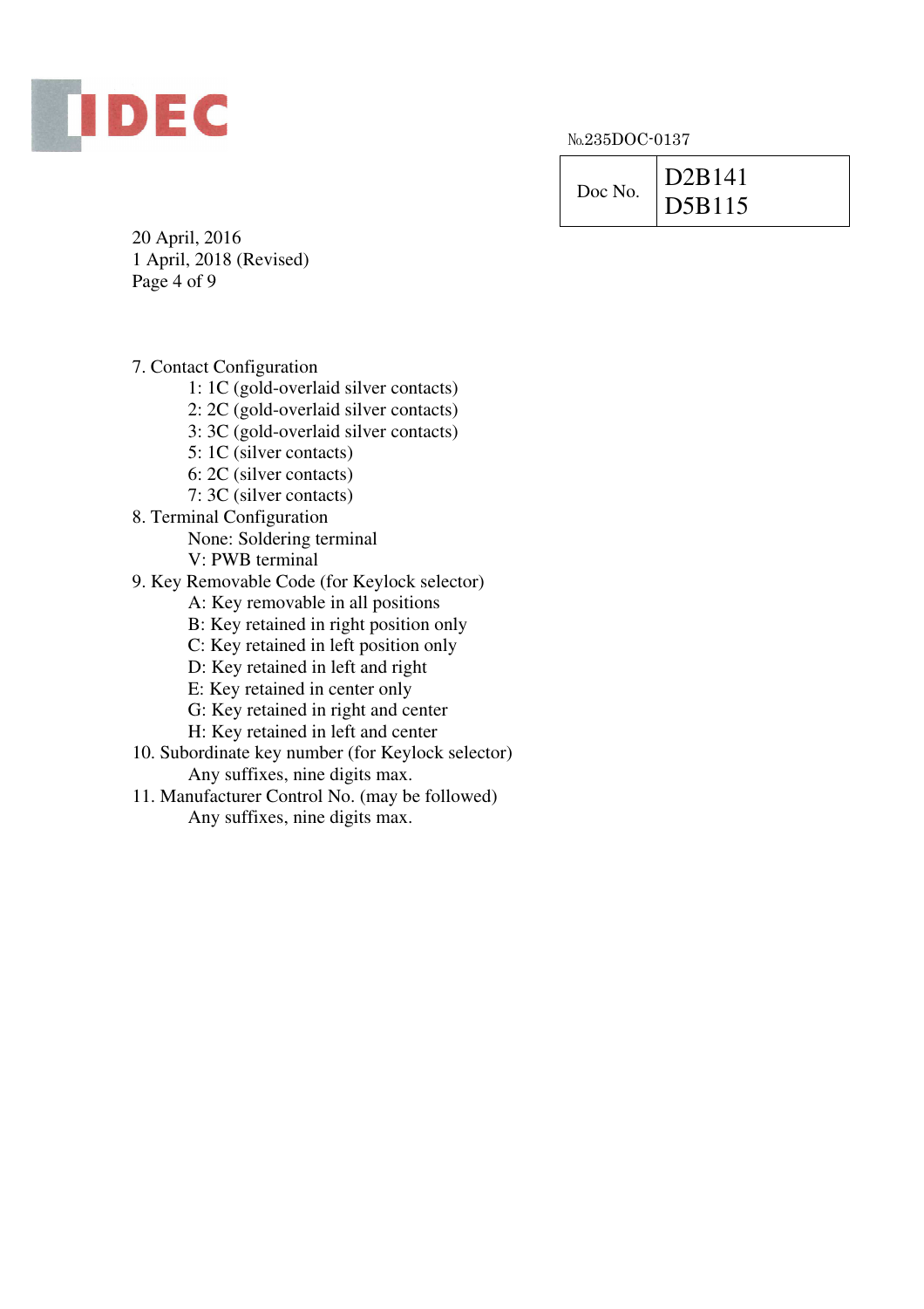№235DOC-0137

| Doc No. | D2B141<br>D5B115 |
|---|---|

20 April, 2016
1 April, 2018 (Revised)

7. Contact Configuration
    - 1: 1C (gold-overlaid silver contacts)
    - 2: 2C (gold-overlaid silver contacts)
    - 3: 3C (gold-overlaid silver contacts)
    - 5: 1C (silver contacts)
    - 6: 2C (silver contacts)
    - 7: 3C (silver contacts)
8. Terminal Configuration
    - None: Soldering terminal
    - V: PWB terminal
9. Key Removable Code (for Keylock selector)
    - A: Key removable in all positions
    - B: Key retained in right position only
    - C: Key retained in left position only
    - D: Key retained in left and right
    - E: Key retained in center only
    - G: Key retained in right and center
    - H: Key retained in left and center
10. Subordinate key number (for Keylock selector)
    - Any suffixes, nine digits max.
11. Manufacturer Control No. (may be followed)
    - Any suffixes, nine digits max.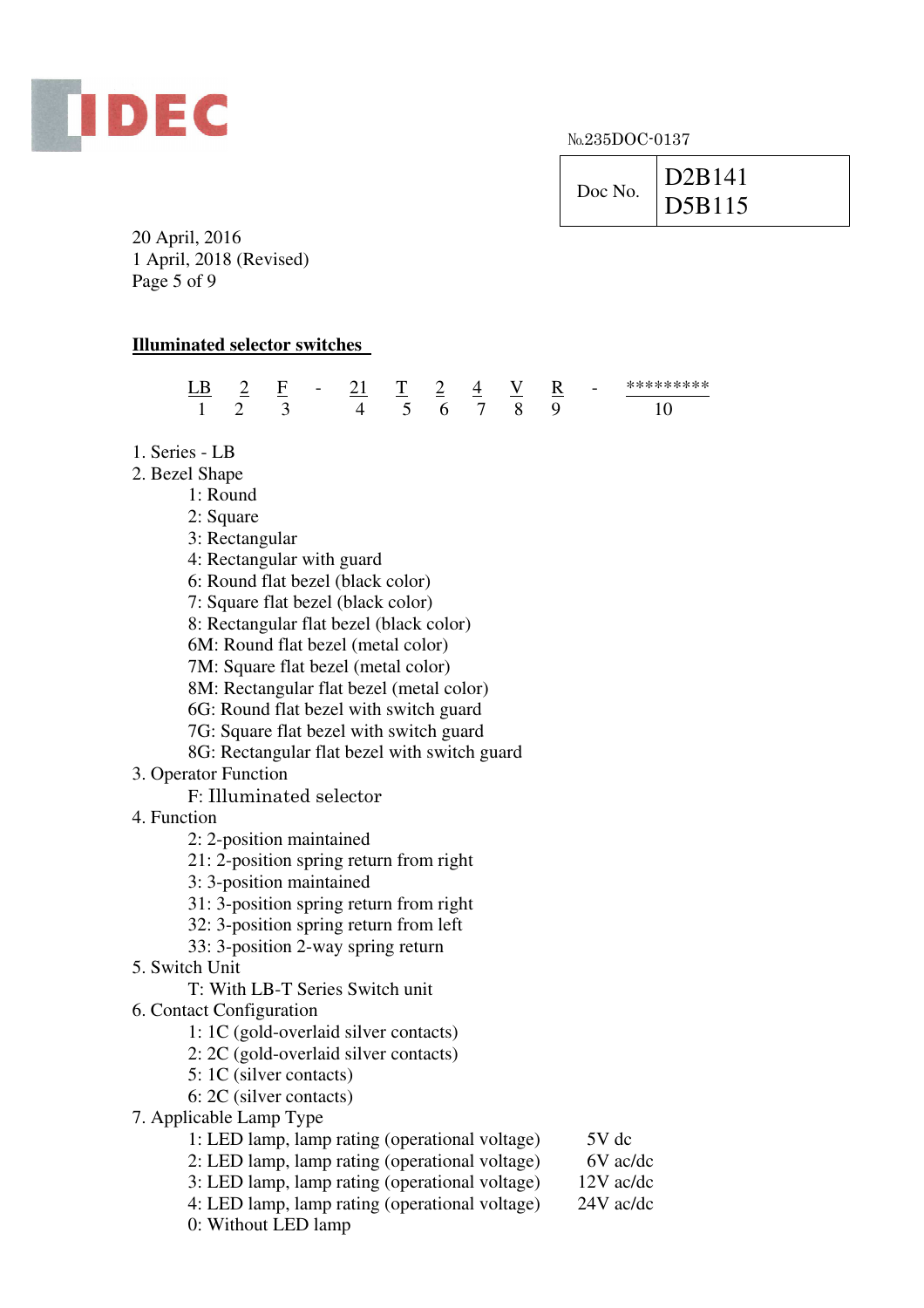№235DOC-0137

| Doc No. | D2B141<br>D5B115 |
| --- | --- |

20 April, 2016
1 April, 2018 (Revised)

**Illuminated selector switches**

| LB | 2 | F | - | 21 | T | 2 | 4 | V | R | - | ********* |
| --- | --- | --- | --- | --- | --- | --- | --- | --- | --- | --- | --- |
| 1 | 2 | 3 | | 4 | 5 | 6 | 7 | 8 | 9 | | 10 |

1. Series - LB
2. Bezel Shape
   - 1: Round
   - 2: Square
   - 3: Rectangular
   - 4: Rectangular with guard
   - 6: Round flat bezel (black color)
   - 7: Square flat bezel (black color)
   - 8: Rectangular flat bezel (black color)
   - 6M: Round flat bezel (metal color)
   - 7M: Square flat bezel (metal color)
   - 8M: Rectangular flat bezel (metal color)
   - 6G: Round flat bezel with switch guard
   - 7G: Square flat bezel with switch guard
   - 8G: Rectangular flat bezel with switch guard
3. Operator Function
   - F: Illuminated selector
4. Function
   - 2: 2-position maintained
   - 21: 2-position spring return from right
   - 3: 3-position maintained
   - 31: 3-position spring return from right
   - 32: 3-position spring return from left
   - 33: 3-position 2-way spring return
5. Switch Unit
   - T: With LB-T Series Switch unit
6. Contact Configuration
   - 1: 1C (gold-overlaid silver contacts)
   - 2: 2C (gold-overlaid silver contacts)
   - 5: 1C (silver contacts)
   - 6: 2C (silver contacts)
7. Applicable Lamp Type
   - 1: LED lamp, lamp rating (operational voltage) 5V dc
   - 2: LED lamp, lamp rating (operational voltage) 6V ac/dc
   - 3: LED lamp, lamp rating (operational voltage) 12V ac/dc
   - 4: LED lamp, lamp rating (operational voltage) 24V ac/dc
   - 0: Without LED lamp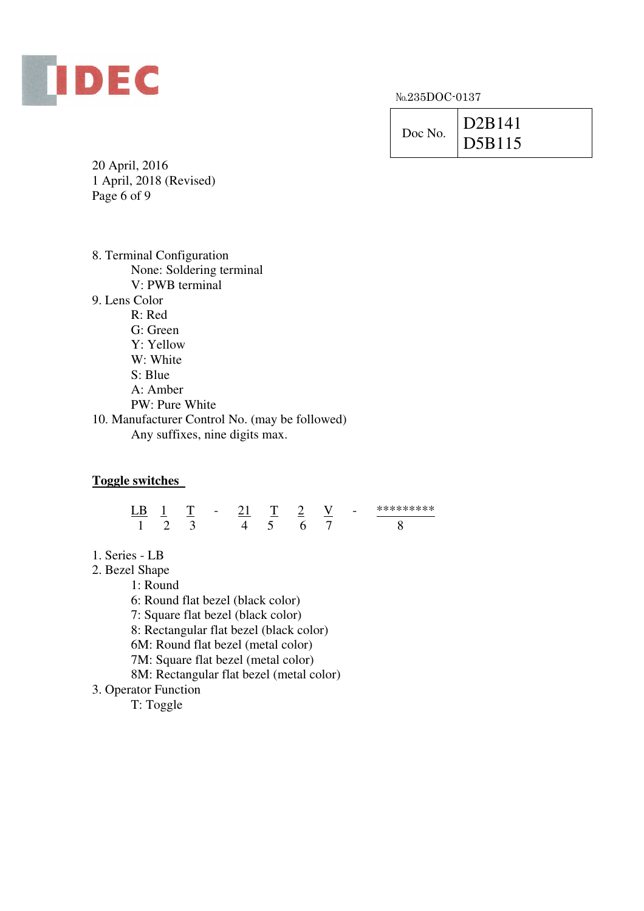№235DOC-0137

| Doc No. | D2B141<br>D5B115 |
|---|---|

20 April, 2016
1 April, 2018 (Revised)

8. Terminal Configuration
   - None: Soldering terminal
   - V: PWB terminal
9. Lens Color
   - R: Red
   - G: Green
   - Y: Yellow
   - W: White
   - S: Blue
   - A: Amber
   - PW: Pure White
10. Manufacturer Control No. (may be followed)
    - Any suffixes, nine digits max.

**Toggle switches**

| LB | 1 | T | - | 21 | T | 2 | V | - | ********* |
|---|---|---|---|---|---|---|---|---|---|
| 1 | 2 | 3 | | 4 | 5 | 6 | 7 | | 8 |

1. Series - LB
2. Bezel Shape
   - 1: Round
   - 6: Round flat bezel (black color)
   - 7: Square flat bezel (black color)
   - 8: Rectangular flat bezel (black color)
   - 6M: Round flat bezel (metal color)
   - 7M: Square flat bezel (metal color)
   - 8M: Rectangular flat bezel (metal color)
3. Operator Function
   - T: Toggle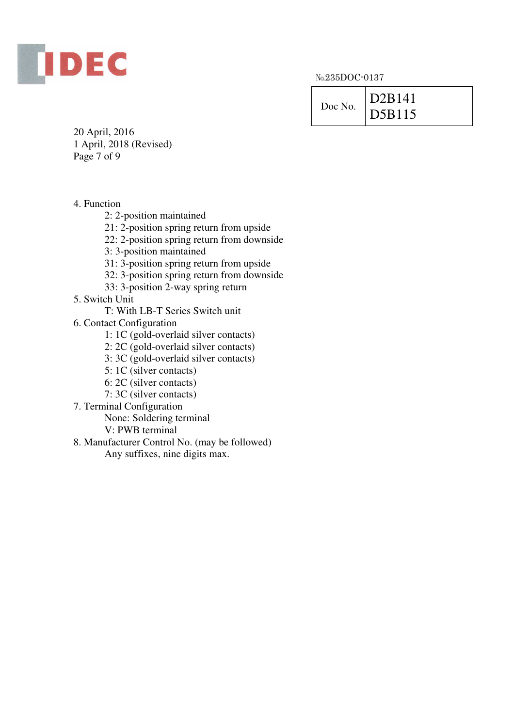4. Function
   - 2: 2-position maintained
   - 21: 2-position spring return from upside
   - 22: 2-position spring return from downside
   - 3: 3-position maintained
   - 31: 3-position spring return from upside
   - 32: 3-position spring return from downside
   - 33: 3-position 2-way spring return

5. Switch Unit
   - T: With LB-T Series Switch unit

6. Contact Configuration
   - 1: 1C (gold-overlaid silver contacts)
   - 2: 2C (gold-overlaid silver contacts)
   - 3: 3C (gold-overlaid silver contacts)
   - 5: 1C (silver contacts)
   - 6: 2C (silver contacts)
   - 7: 3C (silver contacts)

7. Terminal Configuration
   - None: Soldering terminal
   - V: PWB terminal

8. Manufacturer Control No. (may be followed)
   - Any suffixes, nine digits max.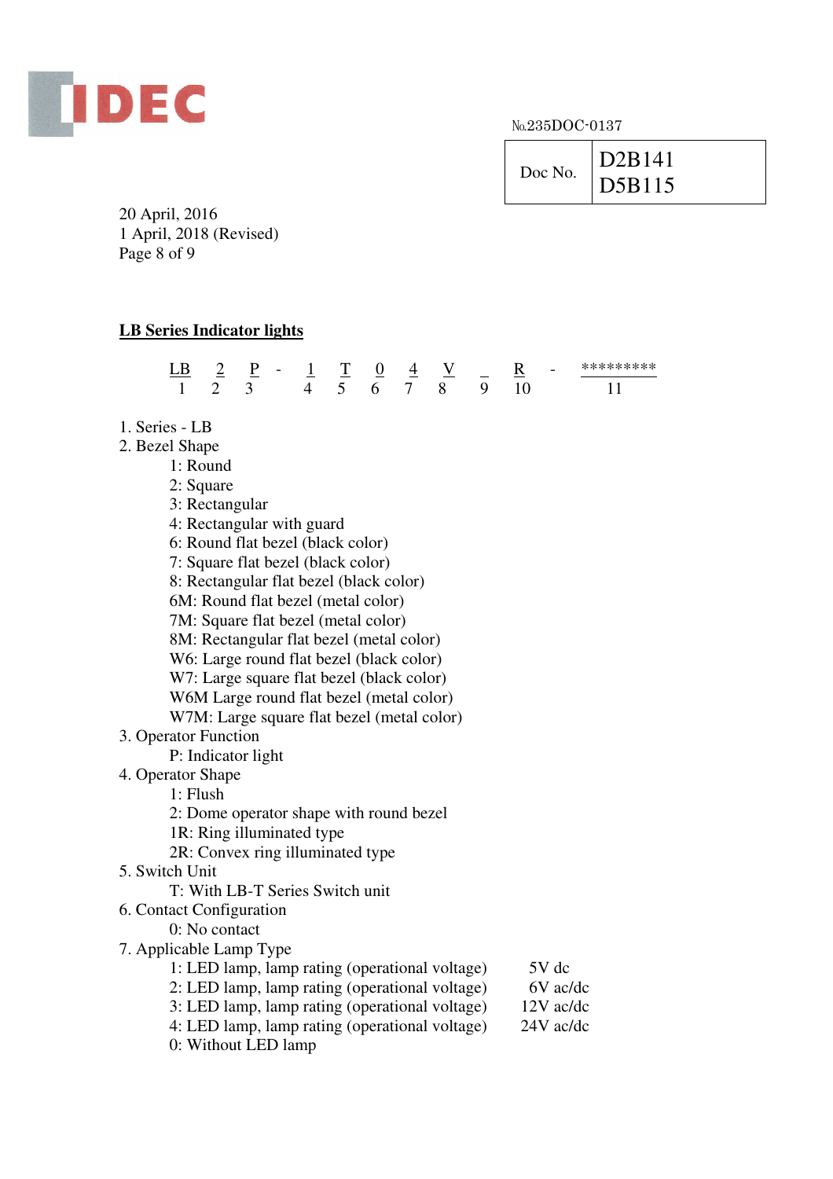IDEC

№235DOC-0137

| Doc No. | D2B141<br>D5B115 |
|---|---|

20 April, 2016
1 April, 2018 (Revised)

## LB Series Indicator lights

| LB | 2 | P | - | 1 | T | 0 | 4 | V | _ | R | - | ********* |
|---|---|---|---|---|---|---|---|---|---|---|---|---|
| 1 | 2 | 3 | | 4 | 5 | 6 | 7 | 8 | 9 | 10 | | 11 |

1. Series - LB
2. Bezel Shape
   - 1: Round
   - 2: Square
   - 3: Rectangular
   - 4: Rectangular with guard
   - 6: Round flat bezel (black color)
   - 7: Square flat bezel (black color)
   - 8: Rectangular flat bezel (black color)
   - 6M: Round flat bezel (metal color)
   - 7M: Square flat bezel (metal color)
   - 8M: Rectangular flat bezel (metal color)
   - W6: Large round flat bezel (black color)
   - W7: Large square flat bezel (black color)
   - W6M Large round flat bezel (metal color)
   - W7M: Large square flat bezel (metal color)
3. Operator Function
   - P: Indicator light
4. Operator Shape
   - 1: Flush
   - 2: Dome operator shape with round bezel
   - 1R: Ring illuminated type
   - 2R: Convex ring illuminated type
5. Switch Unit
   - T: With LB-T Series Switch unit
6. Contact Configuration
   - 0: No contact
7. Applicable Lamp Type
   - 1: LED lamp, lamp rating (operational voltage) 5V dc
   - 2: LED lamp, lamp rating (operational voltage) 6V ac/dc
   - 3: LED lamp, lamp rating (operational voltage) 12V ac/dc
   - 4: LED lamp, lamp rating (operational voltage) 24V ac/dc
   - 0: Without LED lamp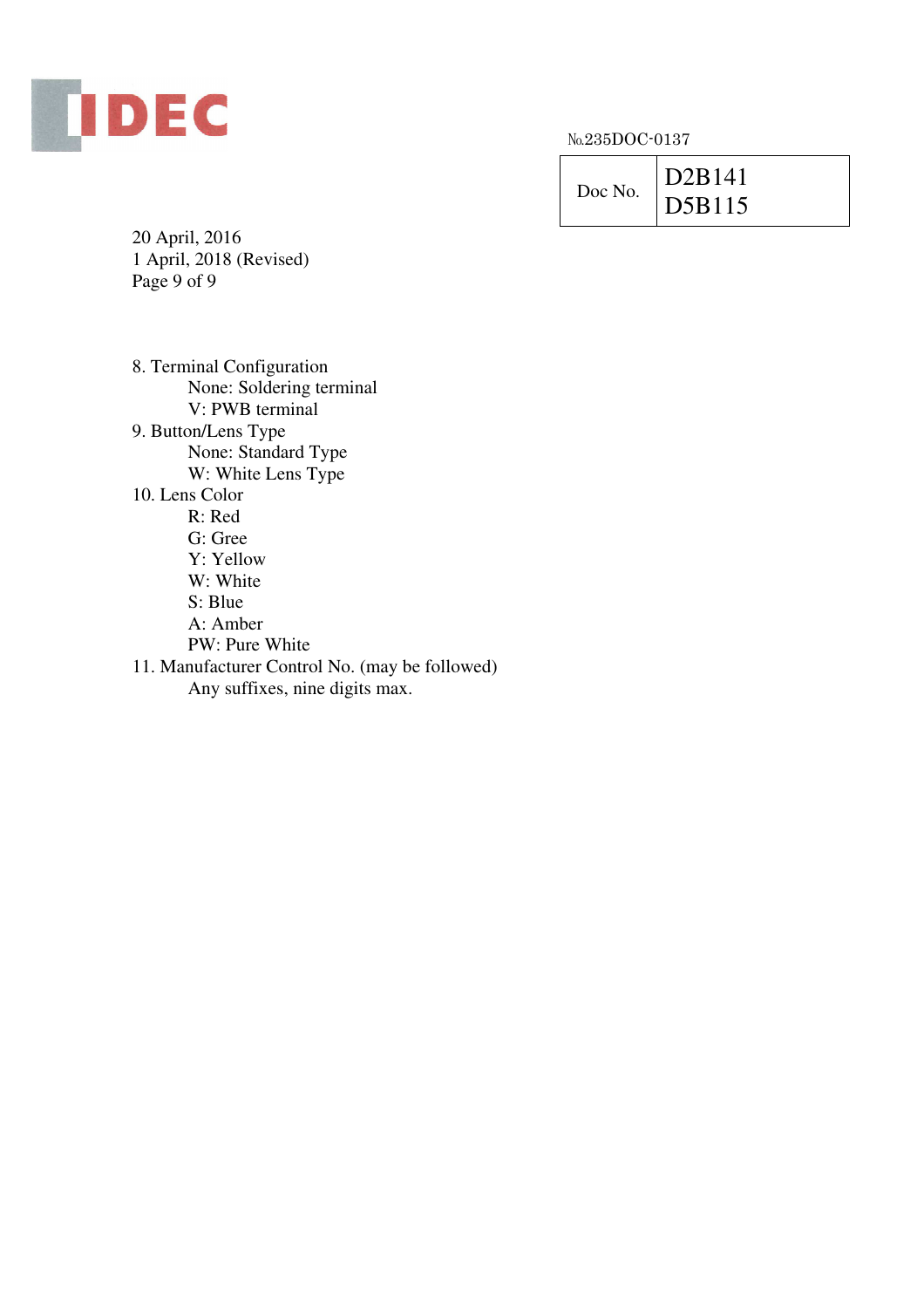8. Terminal Configuration
    - None: Soldering terminal
    - V: PWB terminal
9. Button/Lens Type
    - None: Standard Type
    - W: White Lens Type
10. Lens Color
    - R: Red
    - G: Gree
    - Y: Yellow
    - W: White
    - S: Blue
    - A: Amber
    - PW: Pure White
11. Manufacturer Control No. (may be followed)
    - Any suffixes, nine digits max.